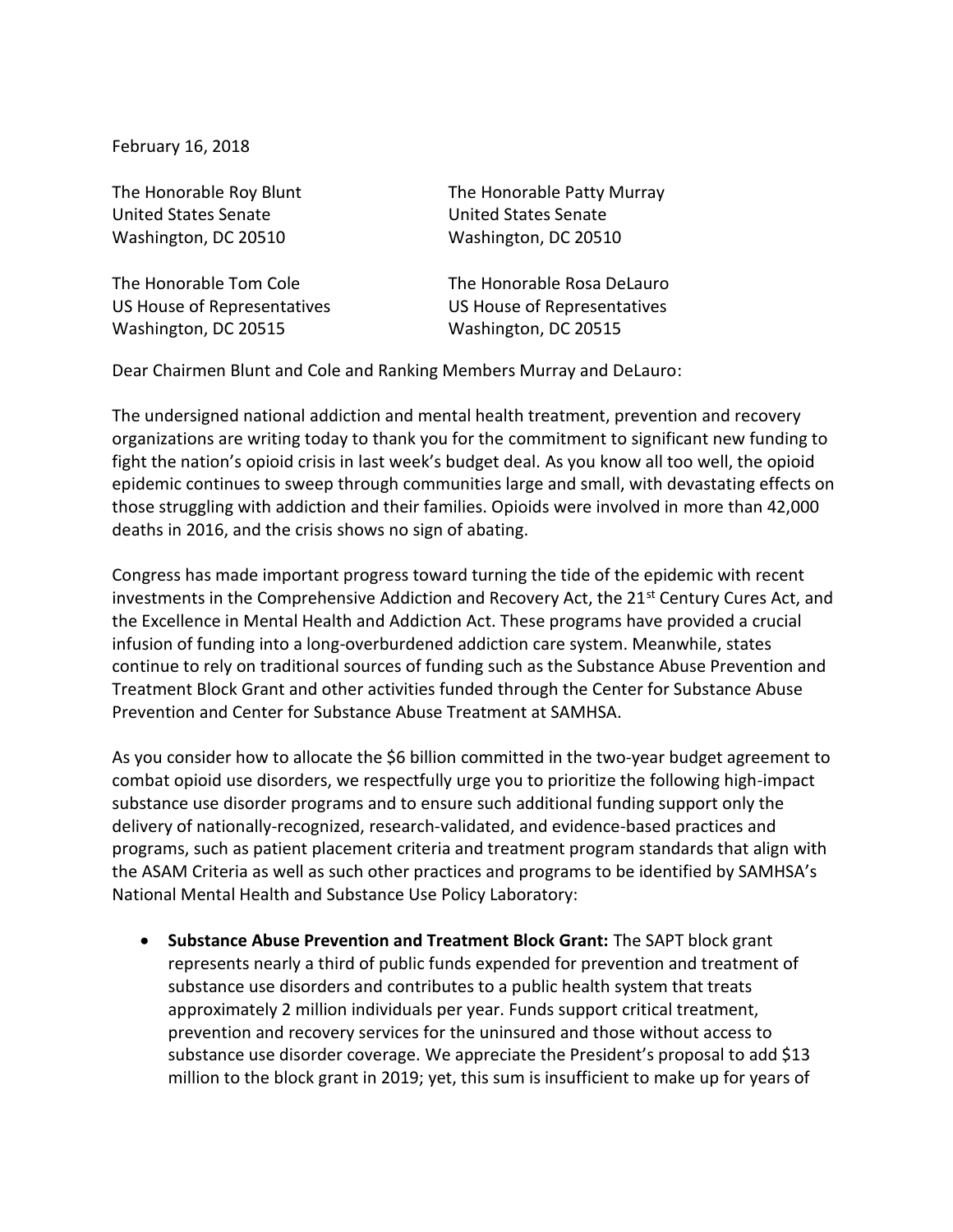February 16, 2018

The Honorable Roy Blunt
United States Senate
Washington, DC 20510

The Honorable Patty Murray
United States Senate
Washington, DC 20510

The Honorable Tom Cole
US House of Representatives
Washington, DC 20515

The Honorable Rosa DeLauro
US House of Representatives
Washington, DC 20515

Dear Chairmen Blunt and Cole and Ranking Members Murray and DeLauro:

The undersigned national addiction and mental health treatment, prevention and recovery organizations are writing today to thank you for the commitment to significant new funding to fight the nation's opioid crisis in last week's budget deal. As you know all too well, the opioid epidemic continues to sweep through communities large and small, with devastating effects on those struggling with addiction and their families. Opioids were involved in more than 42,000 deaths in 2016, and the crisis shows no sign of abating.

Congress has made important progress toward turning the tide of the epidemic with recent investments in the Comprehensive Addiction and Recovery Act, the 21st Century Cures Act, and the Excellence in Mental Health and Addiction Act. These programs have provided a crucial infusion of funding into a long-overburdened addiction care system. Meanwhile, states continue to rely on traditional sources of funding such as the Substance Abuse Prevention and Treatment Block Grant and other activities funded through the Center for Substance Abuse Prevention and Center for Substance Abuse Treatment at SAMHSA.

As you consider how to allocate the $6 billion committed in the two-year budget agreement to combat opioid use disorders, we respectfully urge you to prioritize the following high-impact substance use disorder programs and to ensure such additional funding support only the delivery of nationally-recognized, research-validated, and evidence-based practices and programs, such as patient placement criteria and treatment program standards that align with the ASAM Criteria as well as such other practices and programs to be identified by SAMHSA's National Mental Health and Substance Use Policy Laboratory:

- **Substance Abuse Prevention and Treatment Block Grant:** The SAPT block grant represents nearly a third of public funds expended for prevention and treatment of substance use disorders and contributes to a public health system that treats approximately 2 million individuals per year. Funds support critical treatment, prevention and recovery services for the uninsured and those without access to substance use disorder coverage. We appreciate the President's proposal to add $13 million to the block grant in 2019; yet, this sum is insufficient to make up for years of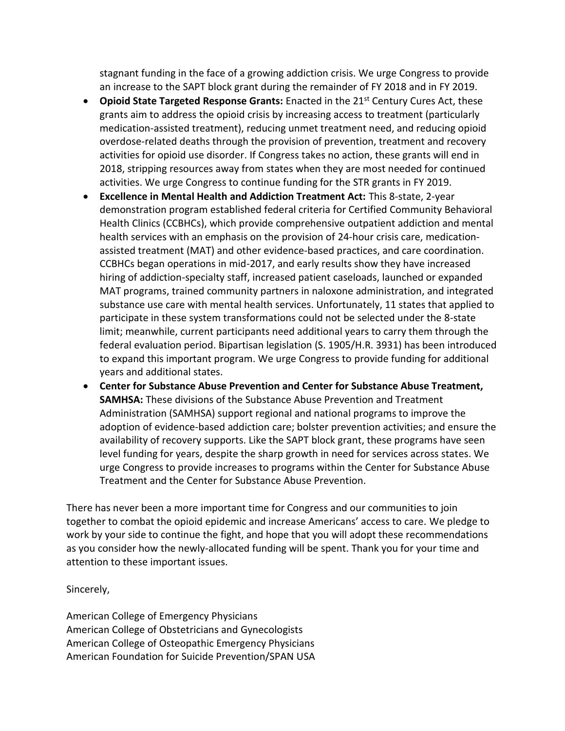stagnant funding in the face of a growing addiction crisis. We urge Congress to provide an increase to the SAPT block grant during the remainder of FY 2018 and in FY 2019.

- **Opioid State Targeted Response Grants:** Enacted in the 21st Century Cures Act, these grants aim to address the opioid crisis by increasing access to treatment (particularly medication-assisted treatment), reducing unmet treatment need, and reducing opioid overdose-related deaths through the provision of prevention, treatment and recovery activities for opioid use disorder. If Congress takes no action, these grants will end in 2018, stripping resources away from states when they are most needed for continued activities. We urge Congress to continue funding for the STR grants in FY 2019.
- **Excellence in Mental Health and Addiction Treatment Act:** This 8-state, 2-year demonstration program established federal criteria for Certified Community Behavioral Health Clinics (CCBHCs), which provide comprehensive outpatient addiction and mental health services with an emphasis on the provision of 24-hour crisis care, medication-assisted treatment (MAT) and other evidence-based practices, and care coordination. CCBHCs began operations in mid-2017, and early results show they have increased hiring of addiction-specialty staff, increased patient caseloads, launched or expanded MAT programs, trained community partners in naloxone administration, and integrated substance use care with mental health services. Unfortunately, 11 states that applied to participate in these system transformations could not be selected under the 8-state limit; meanwhile, current participants need additional years to carry them through the federal evaluation period. Bipartisan legislation (S. 1905/H.R. 3931) has been introduced to expand this important program. We urge Congress to provide funding for additional years and additional states.
- **Center for Substance Abuse Prevention and Center for Substance Abuse Treatment, SAMHSA:** These divisions of the Substance Abuse Prevention and Treatment Administration (SAMHSA) support regional and national programs to improve the adoption of evidence-based addiction care; bolster prevention activities; and ensure the availability of recovery supports. Like the SAPT block grant, these programs have seen level funding for years, despite the sharp growth in need for services across states. We urge Congress to provide increases to programs within the Center for Substance Abuse Treatment and the Center for Substance Abuse Prevention.

There has never been a more important time for Congress and our communities to join together to combat the opioid epidemic and increase Americans' access to care. We pledge to work by your side to continue the fight, and hope that you will adopt these recommendations as you consider how the newly-allocated funding will be spent. Thank you for your time and attention to these important issues.

Sincerely,

American College of Emergency Physicians
American College of Obstetricians and Gynecologists
American College of Osteopathic Emergency Physicians
American Foundation for Suicide Prevention/SPAN USA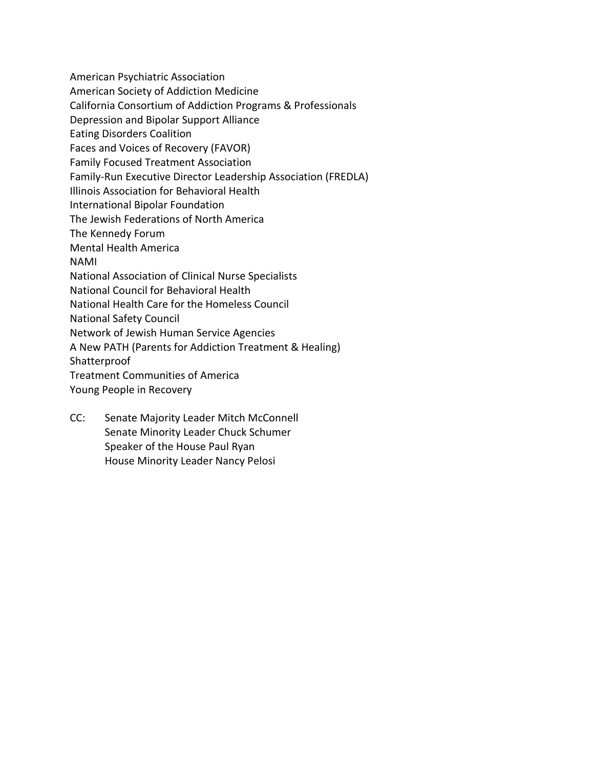American Psychiatric Association
American Society of Addiction Medicine
California Consortium of Addiction Programs & Professionals
Depression and Bipolar Support Alliance
Eating Disorders Coalition
Faces and Voices of Recovery (FAVOR)
Family Focused Treatment Association
Family-Run Executive Director Leadership Association (FREDLA)
Illinois Association for Behavioral Health
International Bipolar Foundation
The Jewish Federations of North America
The Kennedy Forum
Mental Health America
NAMI
National Association of Clinical Nurse Specialists
National Council for Behavioral Health
National Health Care for the Homeless Council
National Safety Council
Network of Jewish Human Service Agencies
A New PATH (Parents for Addiction Treatment & Healing)
Shatterproof
Treatment Communities of America
Young People in Recovery

CC: Senate Majority Leader Mitch McConnell
Senate Minority Leader Chuck Schumer
Speaker of the House Paul Ryan
House Minority Leader Nancy Pelosi